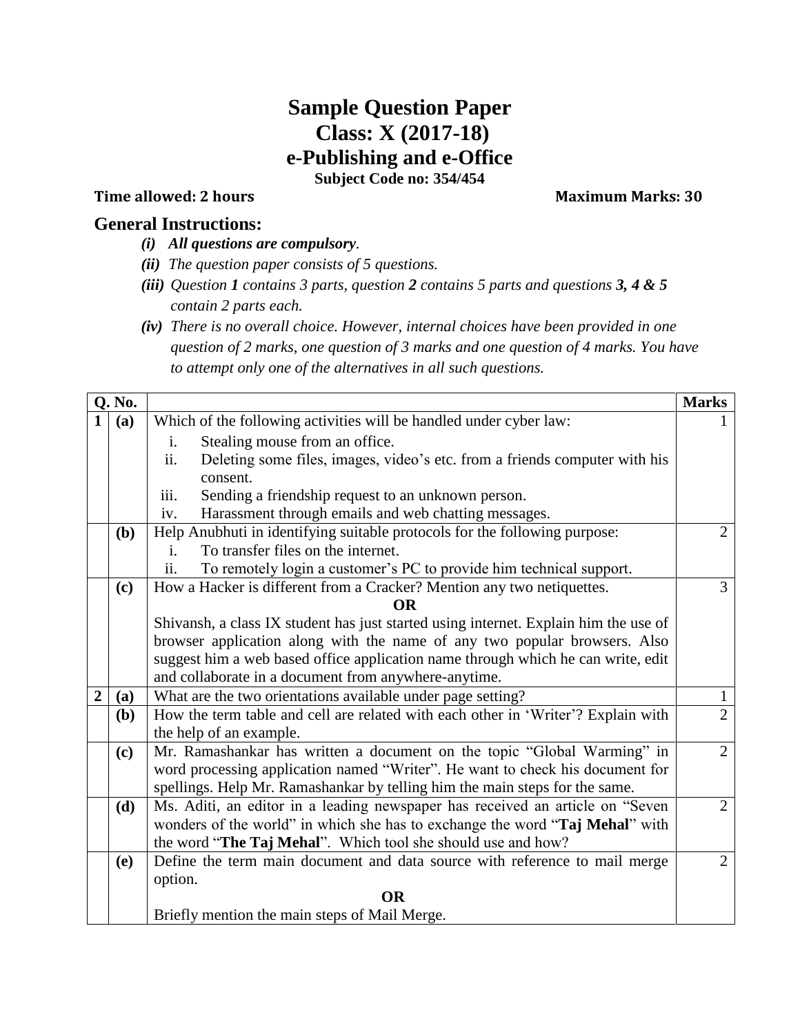# Sample Question Paper
# Class: X (2017-18)
# e-Publishing and e-Office

**Subject Code no: 354/454**

**Time allowed: 2 hours** **Maximum Marks: 30**

## General Instructions:

*(i)* ***All questions are compulsory****.*

*(ii) The question paper consists of 5 questions.*

*(iii) Question **1** contains 3 parts, question **2** contains 5 parts and questions **3, 4 & 5** contain 2 parts each.*

*(iv) There is no overall choice. However, internal choices have been provided in one question of 2 marks, one question of 3 marks and one question of 4 marks. You have to attempt only one of the alternatives in all such questions.*

| Q. No. | | | Marks |
|---|---|---|---|
| **1** | **(a)** | Which of the following activities will be handled under cyber law:<br>i. Stealing mouse from an office.<br>ii. Deleting some files, images, video's etc. from a friends computer with his consent.<br>iii. Sending a friendship request to an unknown person.<br>iv. Harassment through emails and web chatting messages. | 1 |
| | **(b)** | Help Anubhuti in identifying suitable protocols for the following purpose:<br>i. To transfer files on the internet.<br>ii. To remotely login a customer's PC to provide him technical support. | 2 |
| | **(c)** | How a Hacker is different from a Cracker? Mention any two netiquettes.<br>**OR**<br>Shivansh, a class IX student has just started using internet. Explain him the use of browser application along with the name of any two popular browsers. Also suggest him a web based office application name through which he can write, edit and collaborate in a document from anywhere-anytime. | 3 |
| **2** | **(a)** | What are the two orientations available under page setting? | 1 |
| | **(b)** | How the term table and cell are related with each other in 'Writer'? Explain with the help of an example. | 2 |
| | **(c)** | Mr. Ramashankar has written a document on the topic "Global Warming" in word processing application named "Writer". He want to check his document for spellings. Help Mr. Ramashankar by telling him the main steps for the same. | 2 |
| | **(d)** | Ms. Aditi, an editor in a leading newspaper has received an article on "Seven wonders of the world" in which she has to exchange the word "**Taj Mehal**" with the word "**The Taj Mehal**". Which tool she should use and how? | 2 |
| | **(e)** | Define the term main document and data source with reference to mail merge option.<br>**OR**<br>Briefly mention the main steps of Mail Merge. | 2 |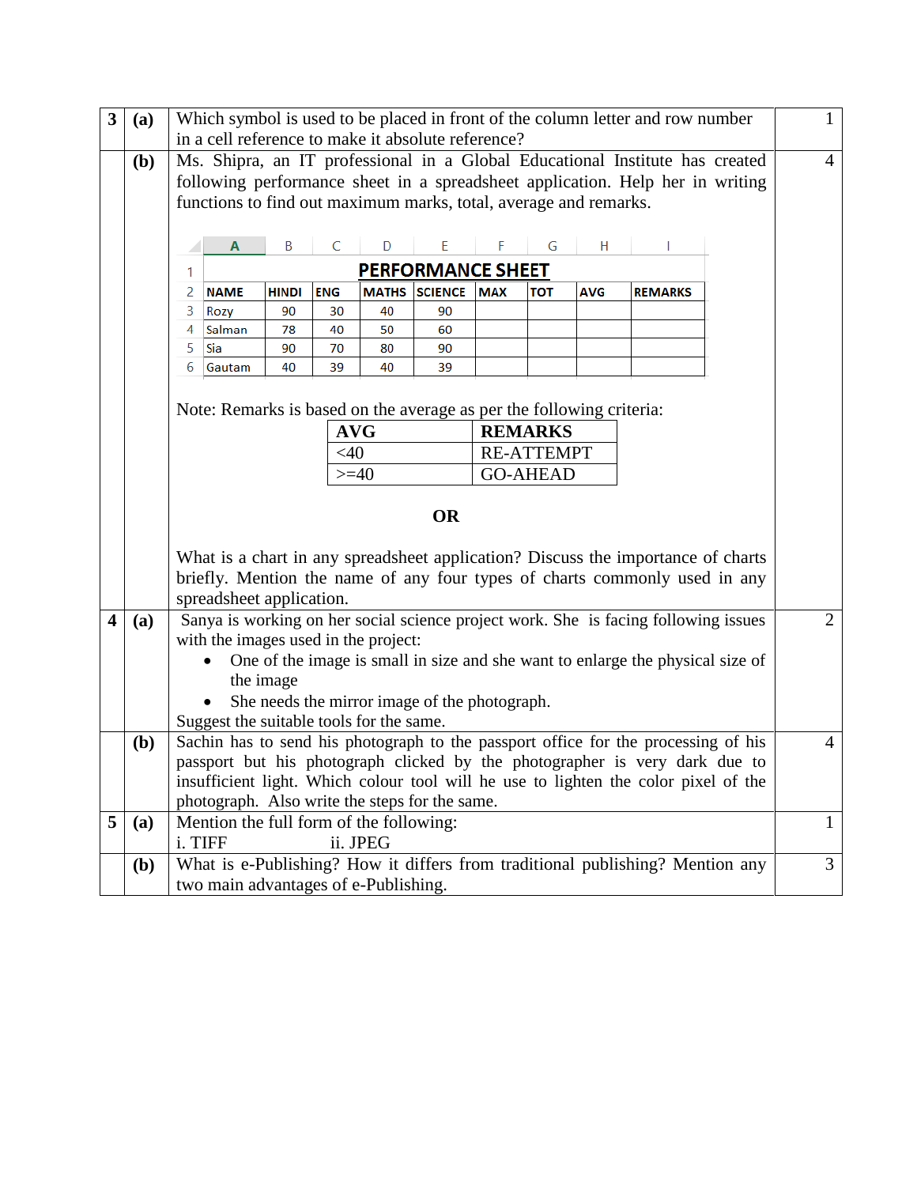| Q.No. | Part | Question | Marks |
|---|---|---|---|
| 3 | (a) | Which symbol is used to be placed in front of the column letter and row number in a cell reference to make it absolute reference? | 1 |
| | (b) | Ms. Shipra, an IT professional in a Global Educational Institute has created following performance sheet in a spreadsheet application. Help her in writing functions to find out maximum marks, total, average and remarks. | 4 |

| | A | B | C | D | E | F | G | H | I |
|---|---|---|---|---|---|---|---|---|---|
| 1 | | | | PERFORMANCE SHEET | | | | | |
| 2 | NAME | HINDI | ENG | MATHS | SCIENCE | MAX | TOT | AVG | REMARKS |
| 3 | Rozy | 90 | 30 | 40 | 90 | | | | |
| 4 | Salman | 78 | 40 | 50 | 60 | | | | |
| 5 | Sia | 90 | 70 | 80 | 90 | | | | |
| 6 | Gautam | 40 | 39 | 40 | 39 | | | | |

Note: Remarks is based on the average as per the following criteria:

| AVG | REMARKS |
|---|---|
| <40 | RE-ATTEMPT |
| >=40 | GO-AHEAD |

**OR**

What is a chart in any spreadsheet application? Discuss the importance of charts briefly. Mention the name of any four types of charts commonly used in any spreadsheet application.

| Q.No. | Part | Question | Marks |
|---|---|---|---|
| 4 | (a) | Sanya is working on her social science project work. She is facing following issues with the images used in the project:<br>• One of the image is small in size and she want to enlarge the physical size of the image<br>• She needs the mirror image of the photograph.<br>Suggest the suitable tools for the same. | 2 |
| | (b) | Sachin has to send his photograph to the passport office for the processing of his passport but his photograph clicked by the photographer is very dark due to insufficient light. Which colour tool will he use to lighten the color pixel of the photograph. Also write the steps for the same. | 4 |
| 5 | (a) | Mention the full form of the following:<br>i. TIFF ii. JPEG | 1 |
| | (b) | What is e-Publishing? How it differs from traditional publishing? Mention any two main advantages of e-Publishing. | 3 |